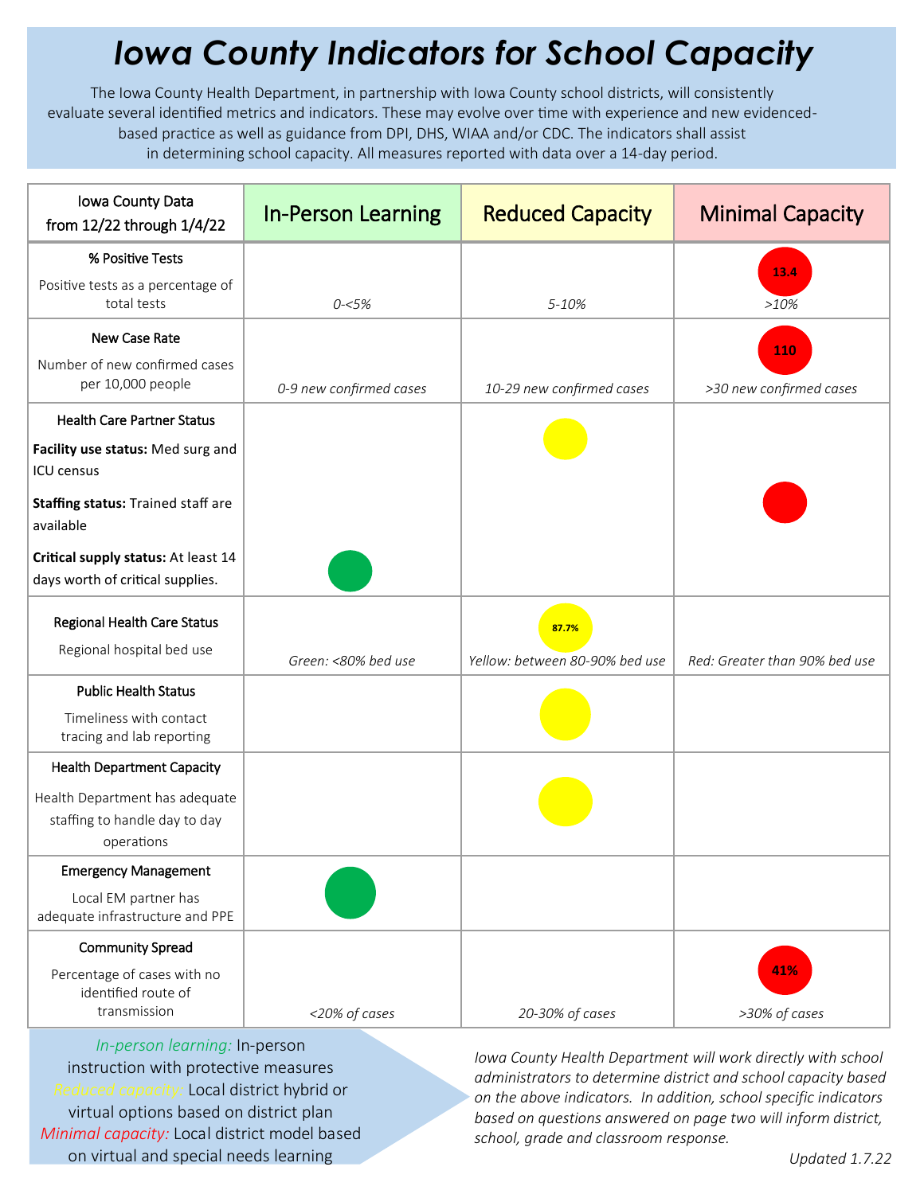# *Iowa County Indicators for School Capacity*

The Iowa County Health Department, in partnership with Iowa County school districts, will consistently evaluate several identified metrics and indicators. These may evolve over time with experience and new evidenced-based practice as well as guidance from DPI, DHS, WIAA and/or CDC. The indicators shall assist in determining school capacity. All measures reported with data over a 14-day period.

| Iowa County Data from 12/22 through 1/4/22 | In-Person Learning | Reduced Capacity | Minimal Capacity |
|---|---|---|---|
| **% Positive Tests**<br>Positive tests as a percentage of total tests | *0-<5%* | *5-10%* | 13.4<br>*>10%* |
| **New Case Rate**<br>Number of new confirmed cases per 10,000 people | *0-9 new confirmed cases* | *10-29 new confirmed cases* | 110<br>*>30 new confirmed cases* |
| **Health Care Partner Status**<br>**Facility use status:** Med surg and ICU census<br>**Staffing status:** Trained staff are available<br>**Critical supply status:** At least 14 days worth of critical supplies. | Critical supply status: ● (green) | Facility use status: ● (yellow) | Staffing status: ● (red) |
| **Regional Health Care Status**<br>Regional hospital bed use | *Green: <80% bed use* | 87.7%<br>*Yellow: between 80-90% bed use* | *Red: Greater than 90% bed use* |
| **Public Health Status**<br>Timeliness with contact tracing and lab reporting | | ● (yellow) | |
| **Health Department Capacity**<br>Health Department has adequate staffing to handle day to day operations | | ● (yellow) | |
| **Emergency Management**<br>Local EM partner has adequate infrastructure and PPE | ● (green) | | |
| **Community Spread**<br>Percentage of cases with no identified route of transmission | *<20% of cases* | *20-30% of cases* | 41%<br>*>30% of cases* |

*In-person learning:* In-person instruction with protective measures
*Reduced capacity:* Local district hybrid or virtual options based on district plan
*Minimal capacity:* Local district model based on virtual and special needs learning

*Iowa County Health Department will work directly with school administrators to determine district and school capacity based on the above indicators. In addition, school specific indicators based on questions answered on page two will inform district, school, grade and classroom response.*

*Updated 1.7.22*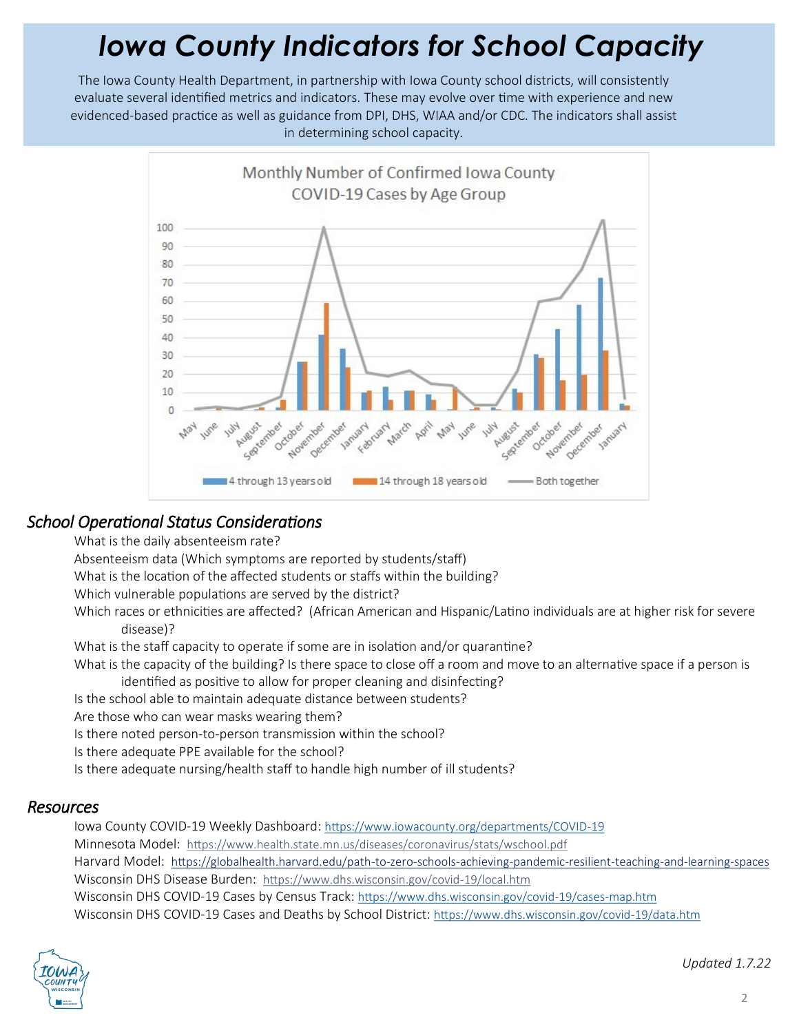# *Iowa County Indicators for School Capacity*

The Iowa County Health Department, in partnership with Iowa County school districts, will consistently evaluate several identified metrics and indicators. These may evolve over time with experience and new evidenced-based practice as well as guidance from DPI, DHS, WIAA and/or CDC. The indicators shall assist in determining school capacity.

Monthly Number of Confirmed Iowa County COVID-19 Cases by Age Group

100
90
80
70
60
50
40
30
20
10
0

May June July August September October November December January February March April May June July August September October November December January

4 through 13 years old
14 through 18 years old
Both together

## *School Operational Status Considerations*

What is the daily absenteeism rate?
Absenteeism data (Which symptoms are reported by students/staff)
What is the location of the affected students or staffs within the building?
Which vulnerable populations are served by the district?
Which races or ethnicities are affected? (African American and Hispanic/Latino individuals are at higher risk for severe disease)?
What is the staff capacity to operate if some are in isolation and/or quarantine?
What is the capacity of the building? Is there space to close off a room and move to an alternative space if a person is identified as positive to allow for proper cleaning and disinfecting?
Is the school able to maintain adequate distance between students?
Are those who can wear masks wearing them?
Is there noted person-to-person transmission within the school?
Is there adequate PPE available for the school?
Is there adequate nursing/health staff to handle high number of ill students?

## *Resources*

Iowa County COVID-19 Weekly Dashboard: https://www.iowacounty.org/departments/COVID-19
Minnesota Model: https://www.health.state.mn.us/diseases/coronavirus/stats/wschool.pdf
Harvard Model: https://globalhealth.harvard.edu/path-to-zero-schools-achieving-pandemic-resilient-teaching-and-learning-spaces
Wisconsin DHS Disease Burden: https://www.dhs.wisconsin.gov/covid-19/local.htm
Wisconsin DHS COVID-19 Cases by Census Track: https://www.dhs.wisconsin.gov/covid-19/cases-map.htm
Wisconsin DHS COVID-19 Cases and Deaths by School District: https://www.dhs.wisconsin.gov/covid-19/data.htm

*Updated 1.7.22*